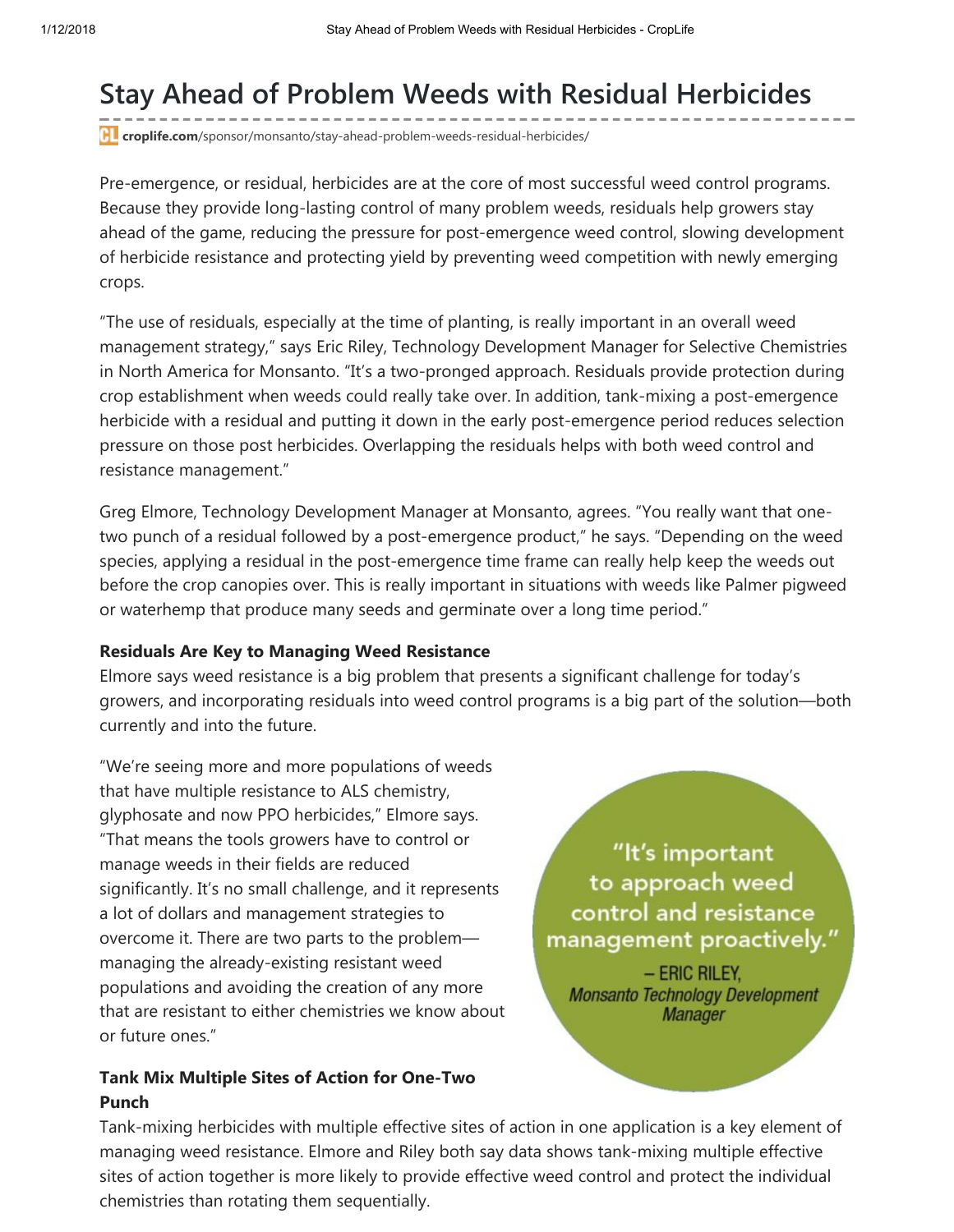# Stay Ahead of Problem Weeds with Residual Herbicides

croplife.com/sponsor/monsanto/stay-ahead-problem-weeds-residual-herbicides/

Pre-emergence, or residual, herbicides are at the core of most successful weed control programs. Because they provide long-lasting control of many problem weeds, residuals help growers stay ahead of the game, reducing the pressure for post-emergence weed control, slowing development of herbicide resistance and protecting yield by preventing weed competition with newly emerging crops.

"The use of residuals, especially at the time of planting, is really important in an overall weed management strategy," says Eric Riley, Technology Development Manager for Selective Chemistries in North America for Monsanto. "It's a two-pronged approach. Residuals provide protection during crop establishment when weeds could really take over. In addition, tank-mixing a post-emergence herbicide with a residual and putting it down in the early post-emergence period reduces selection pressure on those post herbicides. Overlapping the residuals helps with both weed control and resistance management."

Greg Elmore, Technology Development Manager at Monsanto, agrees. "You really want that one-two punch of a residual followed by a post-emergence product," he says. "Depending on the weed species, applying a residual in the post-emergence time frame can really help keep the weeds out before the crop canopies over. This is really important in situations with weeds like Palmer pigweed or waterhemp that produce many seeds and germinate over a long time period."

**Residuals Are Key to Managing Weed Resistance**

Elmore says weed resistance is a big problem that presents a significant challenge for today's growers, and incorporating residuals into weed control programs is a big part of the solution—both currently and into the future.

"We're seeing more and more populations of weeds that have multiple resistance to ALS chemistry, glyphosate and now PPO herbicides," Elmore says. "That means the tools growers have to control or manage weeds in their fields are reduced significantly. It's no small challenge, and it represents a lot of dollars and management strategies to overcome it. There are two parts to the problem—managing the already-existing resistant weed populations and avoiding the creation of any more that are resistant to either chemistries we know about or future ones."

> "It's important to approach weed control and resistance management proactively."
>
> – ERIC RILEY, *Monsanto Technology Development Manager*

**Tank Mix Multiple Sites of Action for One-Two Punch**

Tank-mixing herbicides with multiple effective sites of action in one application is a key element of managing weed resistance. Elmore and Riley both say data shows tank-mixing multiple effective sites of action together is more likely to provide effective weed control and protect the individual chemistries than rotating them sequentially.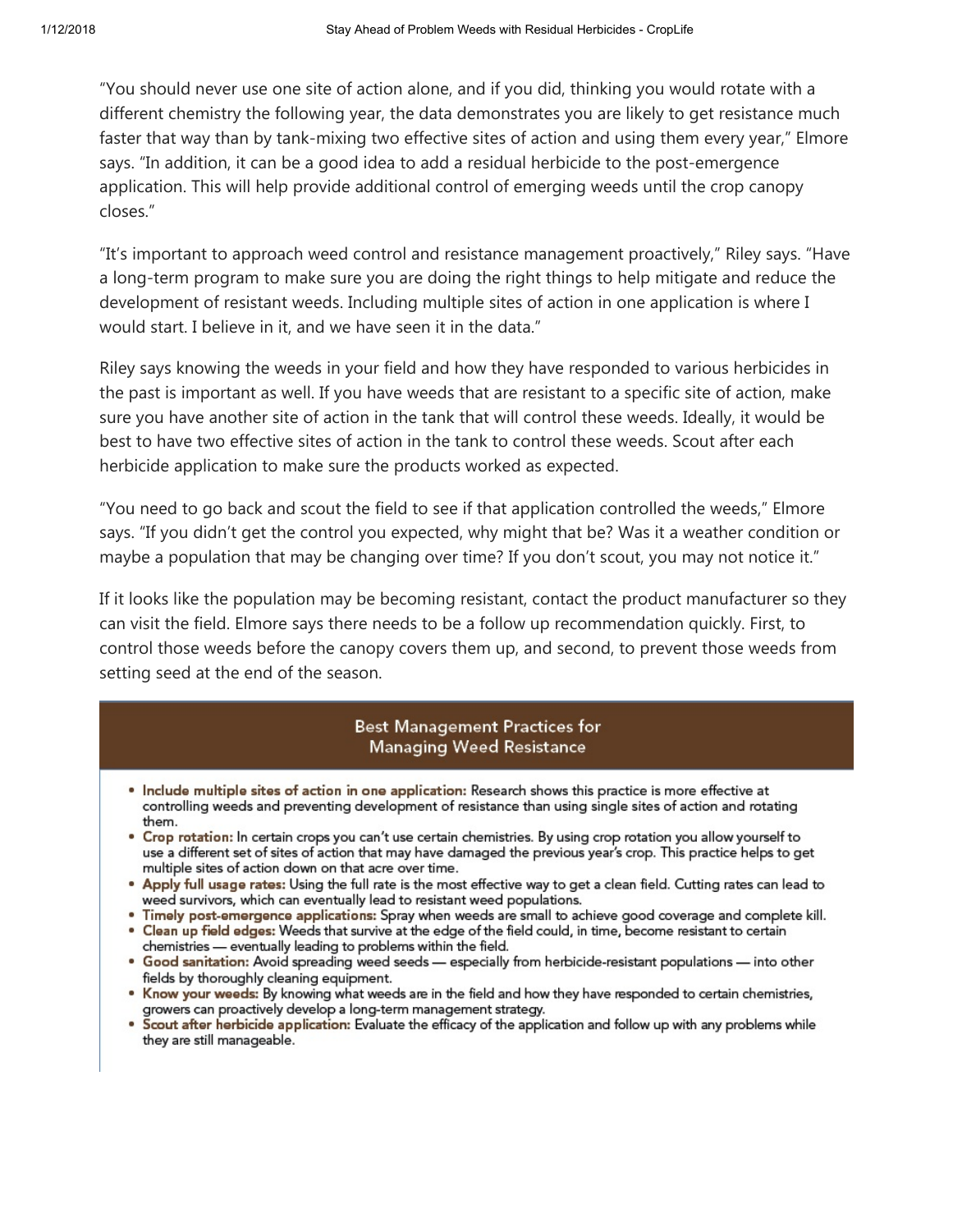"You should never use one site of action alone, and if you did, thinking you would rotate with a different chemistry the following year, the data demonstrates you are likely to get resistance much faster that way than by tank-mixing two effective sites of action and using them every year," Elmore says. "In addition, it can be a good idea to add a residual herbicide to the post-emergence application. This will help provide additional control of emerging weeds until the crop canopy closes."

"It's important to approach weed control and resistance management proactively," Riley says. "Have a long-term program to make sure you are doing the right things to help mitigate and reduce the development of resistant weeds. Including multiple sites of action in one application is where I would start. I believe in it, and we have seen it in the data."

Riley says knowing the weeds in your field and how they have responded to various herbicides in the past is important as well. If you have weeds that are resistant to a specific site of action, make sure you have another site of action in the tank that will control these weeds. Ideally, it would be best to have two effective sites of action in the tank to control these weeds. Scout after each herbicide application to make sure the products worked as expected.

"You need to go back and scout the field to see if that application controlled the weeds," Elmore says. "If you didn't get the control you expected, why might that be? Was it a weather condition or maybe a population that may be changing over time? If you don't scout, you may not notice it."

If it looks like the population may be becoming resistant, contact the product manufacturer so they can visit the field. Elmore says there needs to be a follow up recommendation quickly. First, to control those weeds before the canopy covers them up, and second, to prevent those weeds from setting seed at the end of the season.

## Best Management Practices for Managing Weed Resistance

- **Include multiple sites of action in one application:** Research shows this practice is more effective at controlling weeds and preventing development of resistance than using single sites of action and rotating them.
- **Crop rotation:** In certain crops you can't use certain chemistries. By using crop rotation you allow yourself to use a different set of sites of action that may have damaged the previous year's crop. This practice helps to get multiple sites of action down on that acre over time.
- **Apply full usage rates:** Using the full rate is the most effective way to get a clean field. Cutting rates can lead to weed survivors, which can eventually lead to resistant weed populations.
- **Timely post-emergence applications:** Spray when weeds are small to achieve good coverage and complete kill.
- **Clean up field edges:** Weeds that survive at the edge of the field could, in time, become resistant to certain chemistries — eventually leading to problems within the field.
- **Good sanitation:** Avoid spreading weed seeds — especially from herbicide-resistant populations — into other fields by thoroughly cleaning equipment.
- **Know your weeds:** By knowing what weeds are in the field and how they have responded to certain chemistries, growers can proactively develop a long-term management strategy.
- **Scout after herbicide application:** Evaluate the efficacy of the application and follow up with any problems while they are still manageable.